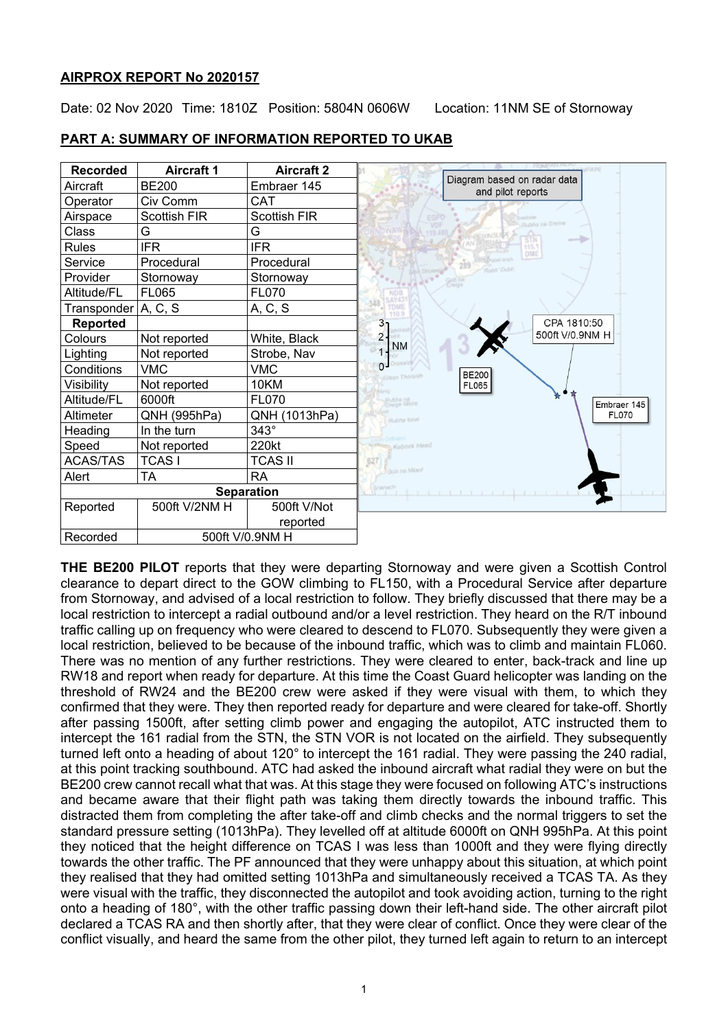**AIRPROX REPORT No 2020157**

Date: 02 Nov 2020 Time: 1810Z Position: 5804N 0606W Location: 11NM SE of Stornoway

**PART A: SUMMARY OF INFORMATION REPORTED TO UKAB**

| Recorded | Aircraft 1 | Aircraft 2 |
|---|---|---|
| Aircraft | BE200 | Embraer 145 |
| Operator | Civ Comm | CAT |
| Airspace | Scottish FIR | Scottish FIR |
| Class | G | G |
| Rules | IFR | IFR |
| Service | Procedural | Procedural |
| Provider | Stornoway | Stornoway |
| Altitude/FL | FL065 | FL070 |
| Transponder | A, C, S | A, C, S |
| **Reported** | | |
| Colours | Not reported | White, Black |
| Lighting | Not reported | Strobe, Nav |
| Conditions | VMC | VMC |
| Visibility | Not reported | 10KM |
| Altitude/FL | 6000ft | FL070 |
| Altimeter | QNH (995hPa) | QNH (1013hPa) |
| Heading | In the turn | 343° |
| Speed | Not reported | 220kt |
| ACAS/TAS | TCAS I | TCAS II |
| Alert | TA | RA |
| **Separation** | | |
| Reported | 500ft V/2NM H | 500ft V/Not reported |
| Recorded | 500ft V/0.9NM H | |

Diagram based on radar data and pilot reports

CPA 1810:50 500ft V/0.9NM H

BE200 FL065

Embraer 145 FL070

**THE BE200 PILOT** reports that they were departing Stornoway and were given a Scottish Control clearance to depart direct to the GOW climbing to FL150, with a Procedural Service after departure from Stornoway, and advised of a local restriction to follow. They briefly discussed that there may be a local restriction to intercept a radial outbound and/or a level restriction. They heard on the R/T inbound traffic calling up on frequency who were cleared to descend to FL070. Subsequently they were given a local restriction, believed to be because of the inbound traffic, which was to climb and maintain FL060. There was no mention of any further restrictions. They were cleared to enter, back-track and line up RW18 and report when ready for departure. At this time the Coast Guard helicopter was landing on the threshold of RW24 and the BE200 crew were asked if they were visual with them, to which they confirmed that they were. They then reported ready for departure and were cleared for take-off. Shortly after passing 1500ft, after setting climb power and engaging the autopilot, ATC instructed them to intercept the 161 radial from the STN, the STN VOR is not located on the airfield. They subsequently turned left onto a heading of about 120° to intercept the 161 radial. They were passing the 240 radial, at this point tracking southbound. ATC had asked the inbound aircraft what radial they were on but the BE200 crew cannot recall what that was. At this stage they were focused on following ATC's instructions and became aware that their flight path was taking them directly towards the inbound traffic. This distracted them from completing the after take-off and climb checks and the normal triggers to set the standard pressure setting (1013hPa). They levelled off at altitude 6000ft on QNH 995hPa. At this point they noticed that the height difference on TCAS I was less than 1000ft and they were flying directly towards the other traffic. The PF announced that they were unhappy about this situation, at which point they realised that they had omitted setting 1013hPa and simultaneously received a TCAS TA. As they were visual with the traffic, they disconnected the autopilot and took avoiding action, turning to the right onto a heading of 180°, with the other traffic passing down their left-hand side. The other aircraft pilot declared a TCAS RA and then shortly after, that they were clear of conflict. Once they were clear of the conflict visually, and heard the same from the other pilot, they turned left again to return to an intercept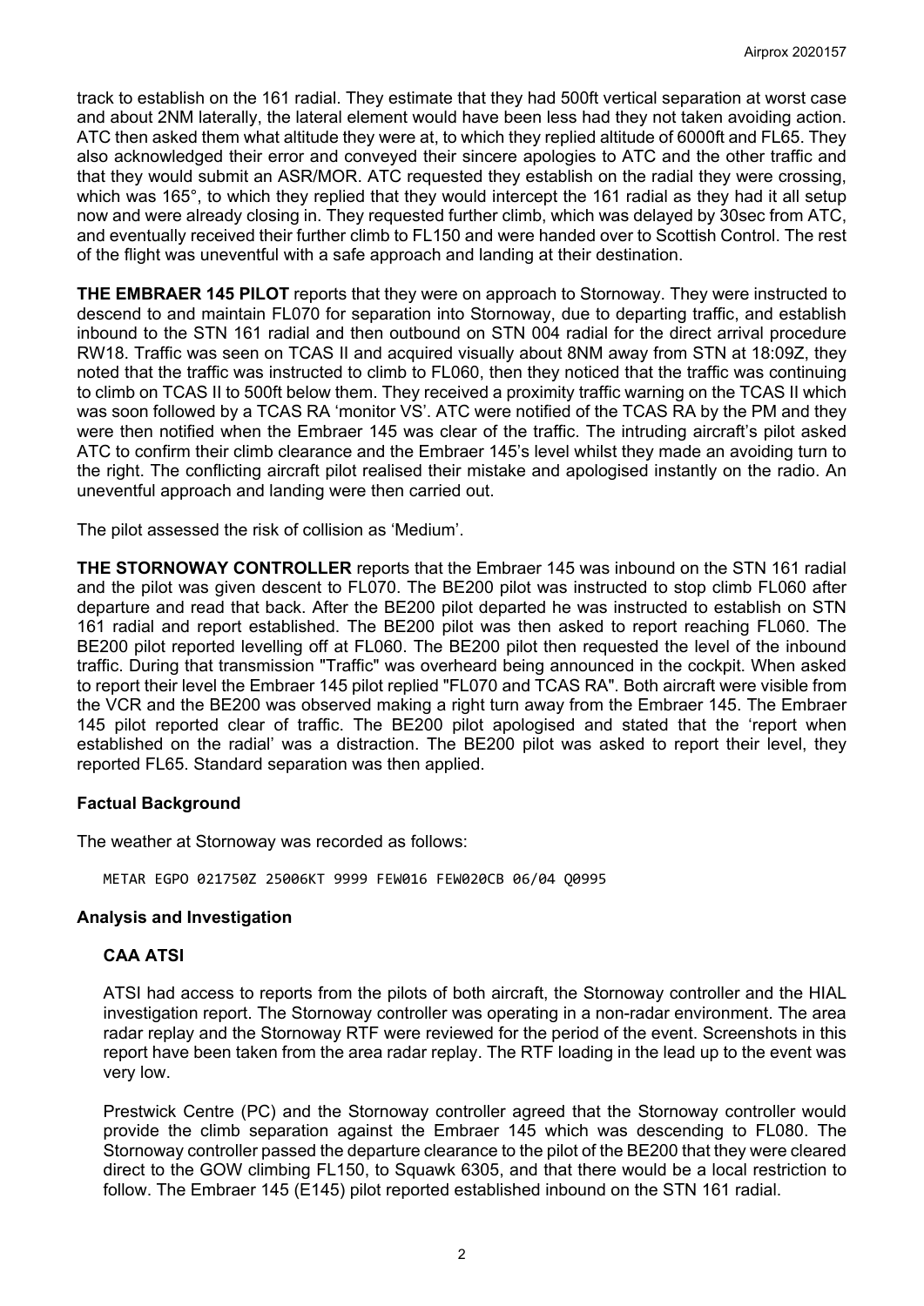track to establish on the 161 radial. They estimate that they had 500ft vertical separation at worst case and about 2NM laterally, the lateral element would have been less had they not taken avoiding action. ATC then asked them what altitude they were at, to which they replied altitude of 6000ft and FL65. They also acknowledged their error and conveyed their sincere apologies to ATC and the other traffic and that they would submit an ASR/MOR. ATC requested they establish on the radial they were crossing, which was 165°, to which they replied that they would intercept the 161 radial as they had it all setup now and were already closing in. They requested further climb, which was delayed by 30sec from ATC, and eventually received their further climb to FL150 and were handed over to Scottish Control. The rest of the flight was uneventful with a safe approach and landing at their destination.

**THE EMBRAER 145 PILOT** reports that they were on approach to Stornoway. They were instructed to descend to and maintain FL070 for separation into Stornoway, due to departing traffic, and establish inbound to the STN 161 radial and then outbound on STN 004 radial for the direct arrival procedure RW18. Traffic was seen on TCAS II and acquired visually about 8NM away from STN at 18:09Z, they noted that the traffic was instructed to climb to FL060, then they noticed that the traffic was continuing to climb on TCAS II to 500ft below them. They received a proximity traffic warning on the TCAS II which was soon followed by a TCAS RA 'monitor VS'. ATC were notified of the TCAS RA by the PM and they were then notified when the Embraer 145 was clear of the traffic. The intruding aircraft's pilot asked ATC to confirm their climb clearance and the Embraer 145's level whilst they made an avoiding turn to the right. The conflicting aircraft pilot realised their mistake and apologised instantly on the radio. An uneventful approach and landing were then carried out.

The pilot assessed the risk of collision as 'Medium'.

**THE STORNOWAY CONTROLLER** reports that the Embraer 145 was inbound on the STN 161 radial and the pilot was given descent to FL070. The BE200 pilot was instructed to stop climb FL060 after departure and read that back. After the BE200 pilot departed he was instructed to establish on STN 161 radial and report established. The BE200 pilot was then asked to report reaching FL060. The BE200 pilot reported levelling off at FL060. The BE200 pilot then requested the level of the inbound traffic. During that transmission "Traffic" was overheard being announced in the cockpit. When asked to report their level the Embraer 145 pilot replied "FL070 and TCAS RA". Both aircraft were visible from the VCR and the BE200 was observed making a right turn away from the Embraer 145. The Embraer 145 pilot reported clear of traffic. The BE200 pilot apologised and stated that the 'report when established on the radial' was a distraction. The BE200 pilot was asked to report their level, they reported FL65. Standard separation was then applied.

## Factual Background

The weather at Stornoway was recorded as follows:

```
METAR EGPO 021750Z 25006KT 9999 FEW016 FEW020CB 06/04 Q0995
```

## Analysis and Investigation

### CAA ATSI

ATSI had access to reports from the pilots of both aircraft, the Stornoway controller and the HIAL investigation report. The Stornoway controller was operating in a non-radar environment. The area radar replay and the Stornoway RTF were reviewed for the period of the event. Screenshots in this report have been taken from the area radar replay. The RTF loading in the lead up to the event was very low.

Prestwick Centre (PC) and the Stornoway controller agreed that the Stornoway controller would provide the climb separation against the Embraer 145 which was descending to FL080. The Stornoway controller passed the departure clearance to the pilot of the BE200 that they were cleared direct to the GOW climbing FL150, to Squawk 6305, and that there would be a local restriction to follow. The Embraer 145 (E145) pilot reported established inbound on the STN 161 radial.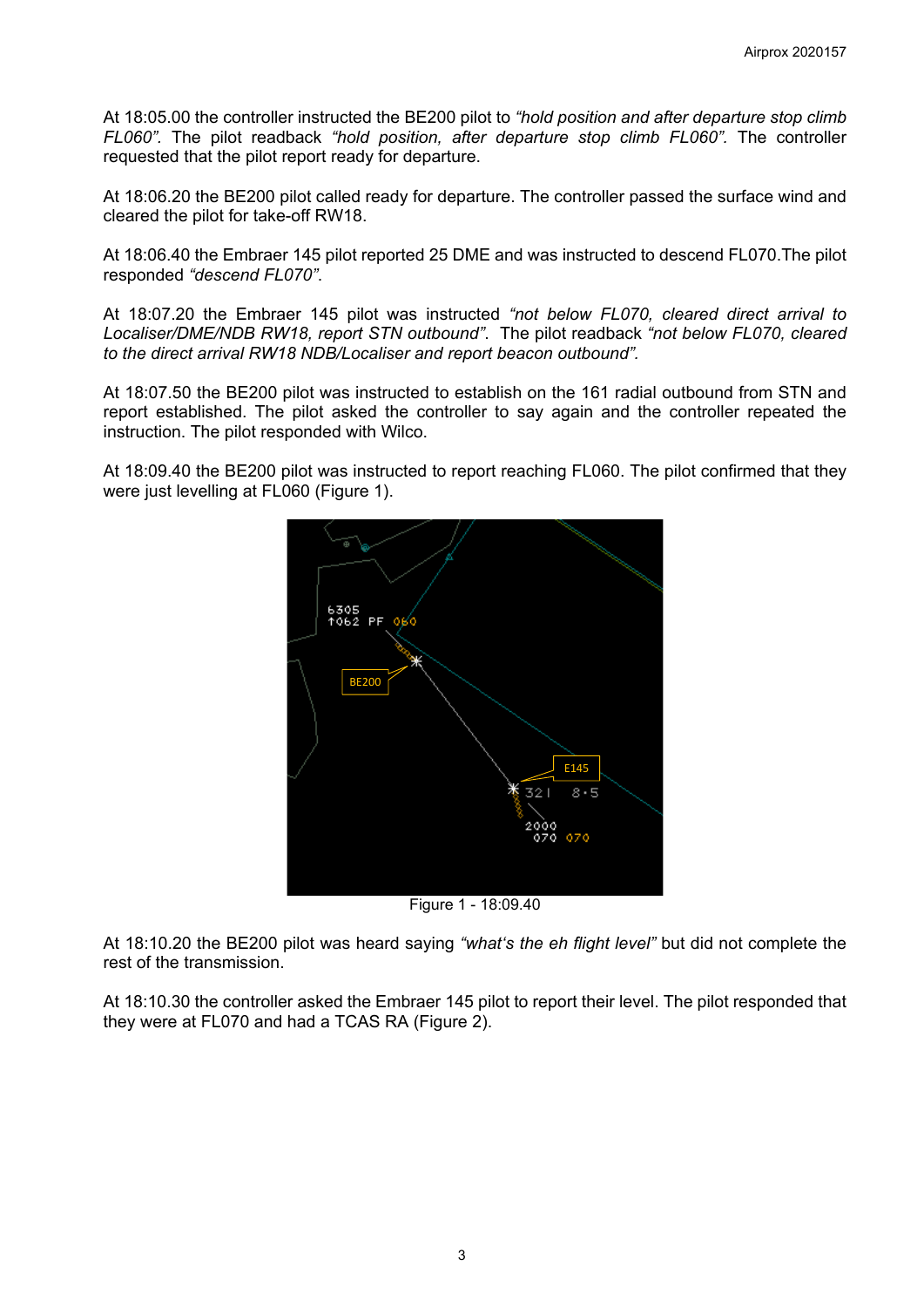At 18:05.00 the controller instructed the BE200 pilot to *"hold position and after departure stop climb FL060"*. The pilot readback *"hold position, after departure stop climb FL060"*. The controller requested that the pilot report ready for departure.

At 18:06.20 the BE200 pilot called ready for departure. The controller passed the surface wind and cleared the pilot for take-off RW18.

At 18:06.40 the Embraer 145 pilot reported 25 DME and was instructed to descend FL070.The pilot responded *"descend FL070"*.

At 18:07.20 the Embraer 145 pilot was instructed *"not below FL070, cleared direct arrival to Localiser/DME/NDB RW18, report STN outbound"*. The pilot readback *"not below FL070, cleared to the direct arrival RW18 NDB/Localiser and report beacon outbound"*.

At 18:07.50 the BE200 pilot was instructed to establish on the 161 radial outbound from STN and report established. The pilot asked the controller to say again and the controller repeated the instruction. The pilot responded with Wilco.

At 18:09.40 the BE200 pilot was instructed to report reaching FL060. The pilot confirmed that they were just levelling at FL060 (Figure 1).

Figure 1 - 18:09.40

At 18:10.20 the BE200 pilot was heard saying *"what's the eh flight level"* but did not complete the rest of the transmission.

At 18:10.30 the controller asked the Embraer 145 pilot to report their level. The pilot responded that they were at FL070 and had a TCAS RA (Figure 2).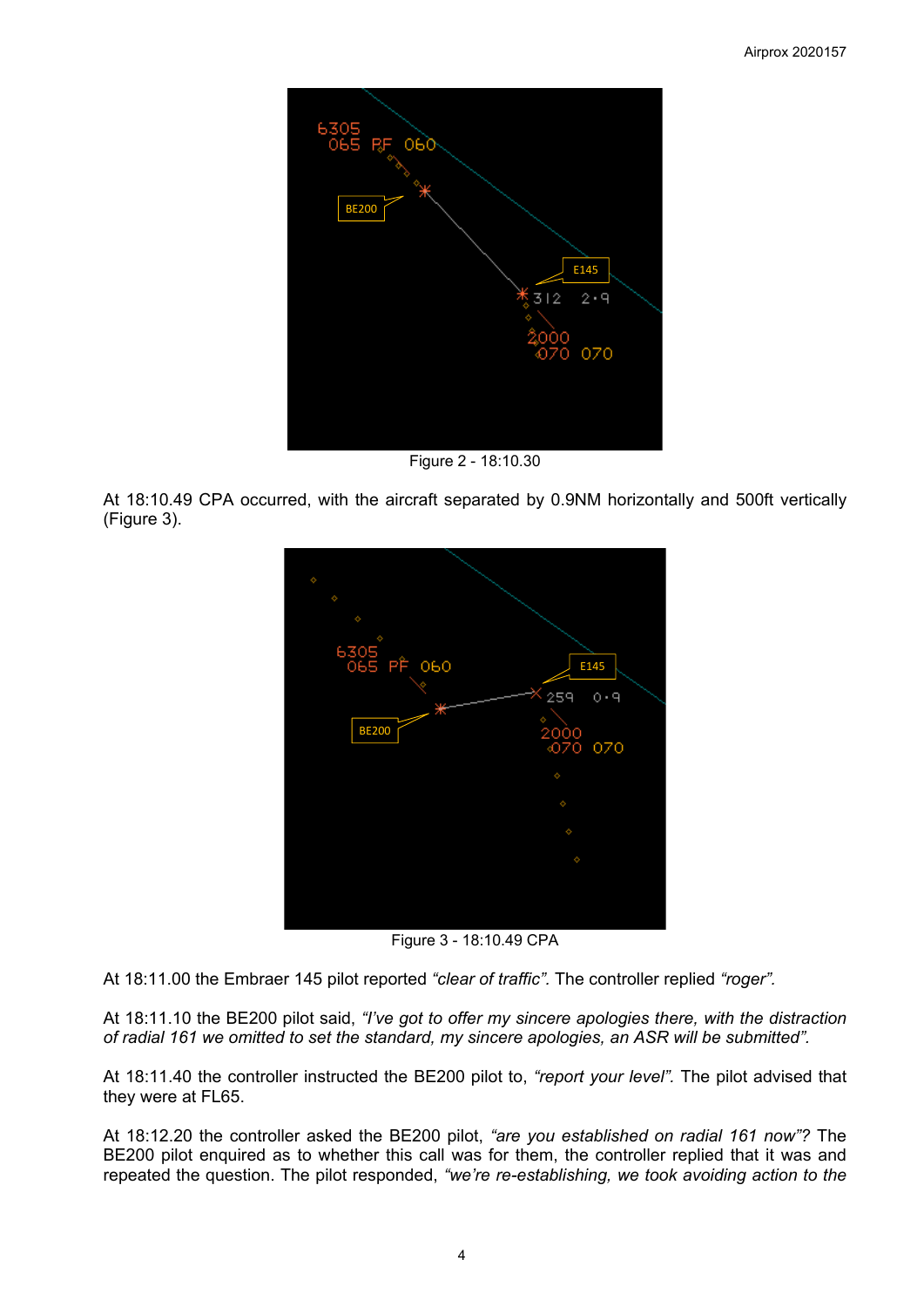Figure 2 - 18:10.30

At 18:10.49 CPA occurred, with the aircraft separated by 0.9NM horizontally and 500ft vertically (Figure 3).

Figure 3 - 18:10.49 CPA

At 18:11.00 the Embraer 145 pilot reported *“clear of traffic”*. The controller replied *“roger”.*

At 18:11.10 the BE200 pilot said, *“I’ve got to offer my sincere apologies there, with the distraction of radial 161 we omitted to set the standard, my sincere apologies, an ASR will be submitted”*.

At 18:11.40 the controller instructed the BE200 pilot to, *“report your level”.* The pilot advised that they were at FL65.

At 18:12.20 the controller asked the BE200 pilot, *“are you established on radial 161 now”?* The BE200 pilot enquired as to whether this call was for them, the controller replied that it was and repeated the question. The pilot responded, *“we’re re-establishing, we took avoiding action to the*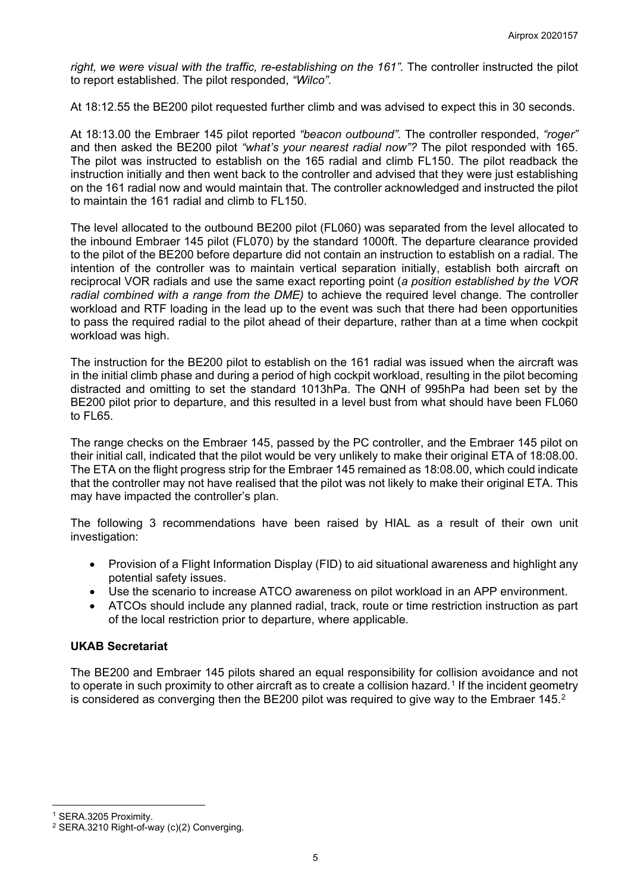*right, we were visual with the traffic, re-establishing on the 161".* The controller instructed the pilot to report established. The pilot responded, *"Wilco"*.

At 18:12.55 the BE200 pilot requested further climb and was advised to expect this in 30 seconds.

At 18:13.00 the Embraer 145 pilot reported *"beacon outbound".* The controller responded, *"roger"* and then asked the BE200 pilot *"what's your nearest radial now"?* The pilot responded with 165. The pilot was instructed to establish on the 165 radial and climb FL150. The pilot readback the instruction initially and then went back to the controller and advised that they were just establishing on the 161 radial now and would maintain that. The controller acknowledged and instructed the pilot to maintain the 161 radial and climb to FL150.

The level allocated to the outbound BE200 pilot (FL060) was separated from the level allocated to the inbound Embraer 145 pilot (FL070) by the standard 1000ft. The departure clearance provided to the pilot of the BE200 before departure did not contain an instruction to establish on a radial. The intention of the controller was to maintain vertical separation initially, establish both aircraft on reciprocal VOR radials and use the same exact reporting point (*a position established by the VOR radial combined with a range from the DME)* to achieve the required level change. The controller workload and RTF loading in the lead up to the event was such that there had been opportunities to pass the required radial to the pilot ahead of their departure, rather than at a time when cockpit workload was high.

The instruction for the BE200 pilot to establish on the 161 radial was issued when the aircraft was in the initial climb phase and during a period of high cockpit workload, resulting in the pilot becoming distracted and omitting to set the standard 1013hPa. The QNH of 995hPa had been set by the BE200 pilot prior to departure, and this resulted in a level bust from what should have been FL060 to FL65.

The range checks on the Embraer 145, passed by the PC controller, and the Embraer 145 pilot on their initial call, indicated that the pilot would be very unlikely to make their original ETA of 18:08.00. The ETA on the flight progress strip for the Embraer 145 remained as 18:08.00, which could indicate that the controller may not have realised that the pilot was not likely to make their original ETA. This may have impacted the controller's plan.

The following 3 recommendations have been raised by HIAL as a result of their own unit investigation:

- Provision of a Flight Information Display (FID) to aid situational awareness and highlight any potential safety issues.
- Use the scenario to increase ATCO awareness on pilot workload in an APP environment.
- ATCOs should include any planned radial, track, route or time restriction instruction as part of the local restriction prior to departure, where applicable.

### UKAB Secretariat

The BE200 and Embraer 145 pilots shared an equal responsibility for collision avoidance and not to operate in such proximity to other aircraft as to create a collision hazard.[1] If the incident geometry is considered as converging then the BE200 pilot was required to give way to the Embraer 145.[2]

---

[1] SERA.3205 Proximity.

[2] SERA.3210 Right-of-way (c)(2) Converging.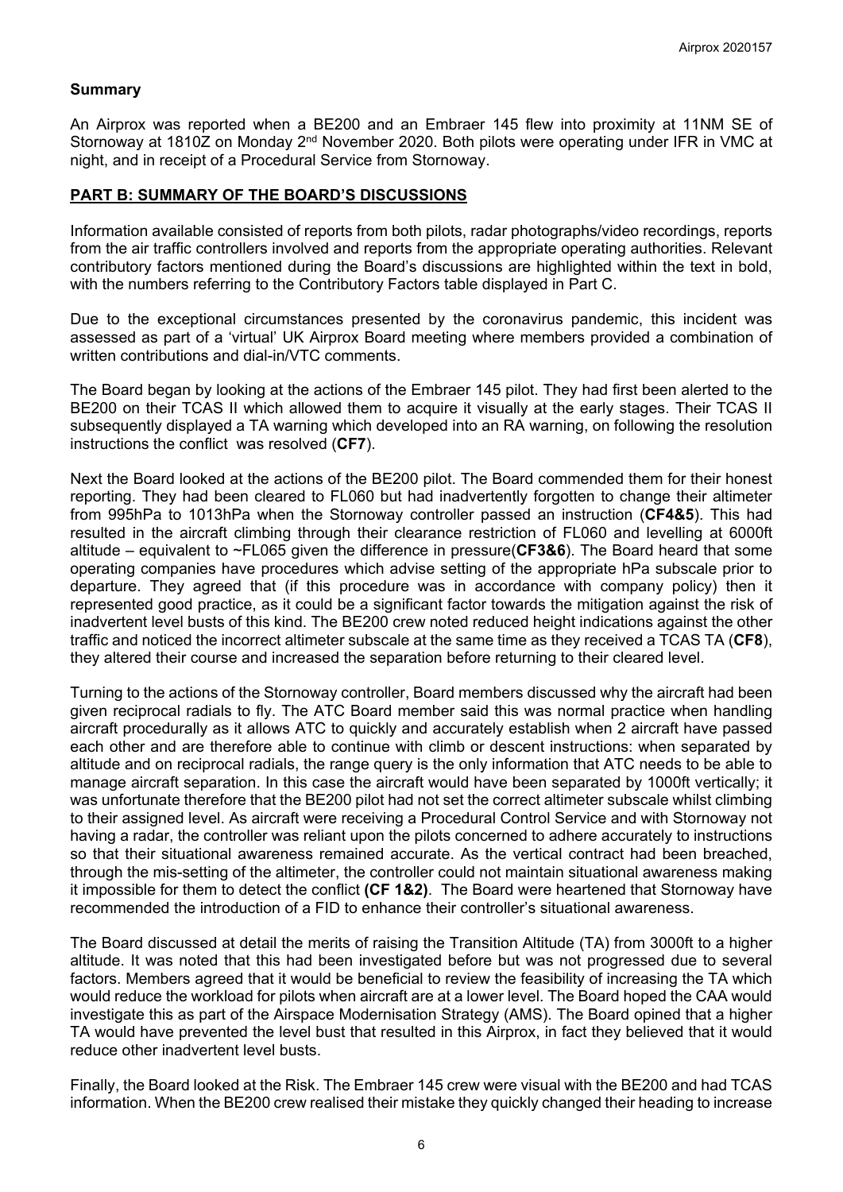**Summary**

An Airprox was reported when a BE200 and an Embraer 145 flew into proximity at 11NM SE of Stornoway at 1810Z on Monday 2nd November 2020. Both pilots were operating under IFR in VMC at night, and in receipt of a Procedural Service from Stornoway.

## PART B: SUMMARY OF THE BOARD'S DISCUSSIONS

Information available consisted of reports from both pilots, radar photographs/video recordings, reports from the air traffic controllers involved and reports from the appropriate operating authorities. Relevant contributory factors mentioned during the Board's discussions are highlighted within the text in bold, with the numbers referring to the Contributory Factors table displayed in Part C.

Due to the exceptional circumstances presented by the coronavirus pandemic, this incident was assessed as part of a 'virtual' UK Airprox Board meeting where members provided a combination of written contributions and dial-in/VTC comments.

The Board began by looking at the actions of the Embraer 145 pilot. They had first been alerted to the BE200 on their TCAS II which allowed them to acquire it visually at the early stages. Their TCAS II subsequently displayed a TA warning which developed into an RA warning, on following the resolution instructions the conflict was resolved (**CF7**).

Next the Board looked at the actions of the BE200 pilot. The Board commended them for their honest reporting. They had been cleared to FL060 but had inadvertently forgotten to change their altimeter from 995hPa to 1013hPa when the Stornoway controller passed an instruction (**CF4&5**). This had resulted in the aircraft climbing through their clearance restriction of FL060 and levelling at 6000ft altitude – equivalent to ~FL065 given the difference in pressure(**CF3&6**). The Board heard that some operating companies have procedures which advise setting of the appropriate hPa subscale prior to departure. They agreed that (if this procedure was in accordance with company policy) then it represented good practice, as it could be a significant factor towards the mitigation against the risk of inadvertent level busts of this kind. The BE200 crew noted reduced height indications against the other traffic and noticed the incorrect altimeter subscale at the same time as they received a TCAS TA (**CF8**), they altered their course and increased the separation before returning to their cleared level.

Turning to the actions of the Stornoway controller, Board members discussed why the aircraft had been given reciprocal radials to fly. The ATC Board member said this was normal practice when handling aircraft procedurally as it allows ATC to quickly and accurately establish when 2 aircraft have passed each other and are therefore able to continue with climb or descent instructions: when separated by altitude and on reciprocal radials, the range query is the only information that ATC needs to be able to manage aircraft separation. In this case the aircraft would have been separated by 1000ft vertically; it was unfortunate therefore that the BE200 pilot had not set the correct altimeter subscale whilst climbing to their assigned level. As aircraft were receiving a Procedural Control Service and with Stornoway not having a radar, the controller was reliant upon the pilots concerned to adhere accurately to instructions so that their situational awareness remained accurate. As the vertical contract had been breached, through the mis-setting of the altimeter, the controller could not maintain situational awareness making it impossible for them to detect the conflict **(CF 1&2)**. The Board were heartened that Stornoway have recommended the introduction of a FID to enhance their controller's situational awareness.

The Board discussed at detail the merits of raising the Transition Altitude (TA) from 3000ft to a higher altitude. It was noted that this had been investigated before but was not progressed due to several factors. Members agreed that it would be beneficial to review the feasibility of increasing the TA which would reduce the workload for pilots when aircraft are at a lower level. The Board hoped the CAA would investigate this as part of the Airspace Modernisation Strategy (AMS). The Board opined that a higher TA would have prevented the level bust that resulted in this Airprox, in fact they believed that it would reduce other inadvertent level busts.

Finally, the Board looked at the Risk. The Embraer 145 crew were visual with the BE200 and had TCAS information. When the BE200 crew realised their mistake they quickly changed their heading to increase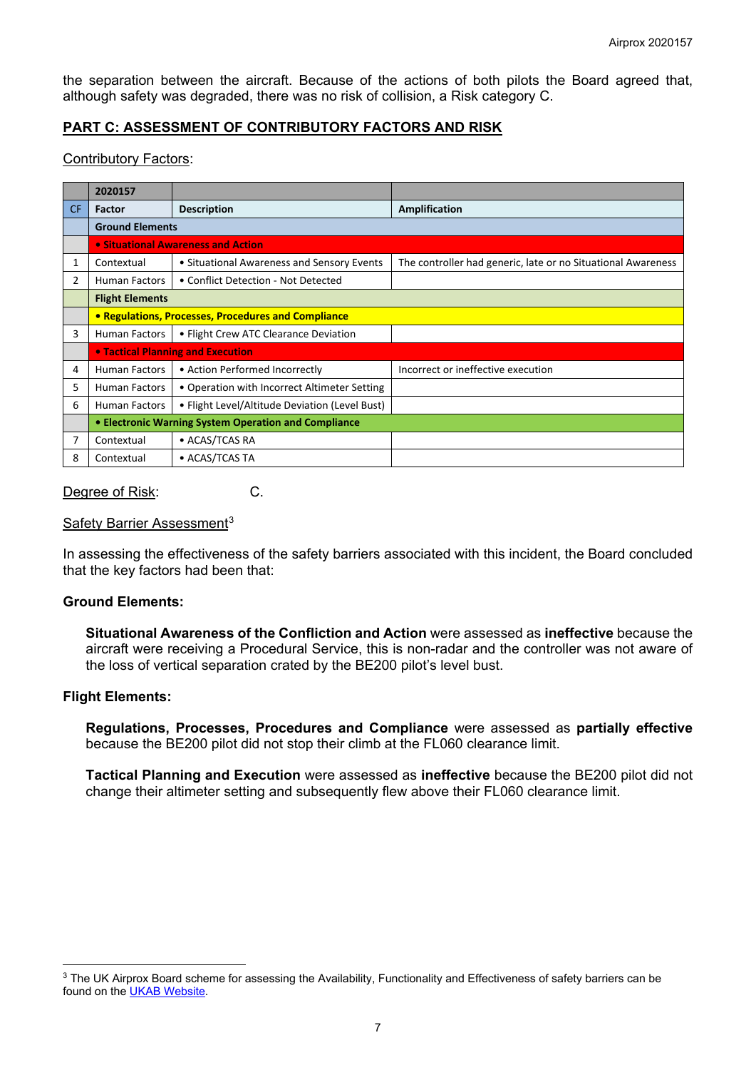the separation between the aircraft. Because of the actions of both pilots the Board agreed that, although safety was degraded, there was no risk of collision, a Risk category C.

## PART C: ASSESSMENT OF CONTRIBUTORY FACTORS AND RISK

Contributory Factors:

| | 2020157 | | |
|---|---|---|---|
| CF | Factor | Description | Amplification |
| | **Ground Elements** | | |
| | **• Situational Awareness and Action** | | |
| 1 | Contextual | • Situational Awareness and Sensory Events | The controller had generic, late or no Situational Awareness |
| 2 | Human Factors | • Conflict Detection - Not Detected | |
| | **Flight Elements** | | |
| | **• Regulations, Processes, Procedures and Compliance** | | |
| 3 | Human Factors | • Flight Crew ATC Clearance Deviation | |
| | **• Tactical Planning and Execution** | | |
| 4 | Human Factors | • Action Performed Incorrectly | Incorrect or ineffective execution |
| 5 | Human Factors | • Operation with Incorrect Altimeter Setting | |
| 6 | Human Factors | • Flight Level/Altitude Deviation (Level Bust) | |
| | **• Electronic Warning System Operation and Compliance** | | |
| 7 | Contextual | • ACAS/TCAS RA | |
| 8 | Contextual | • ACAS/TCAS TA | |

Degree of Risk: C.

Safety Barrier Assessment[3]

In assessing the effectiveness of the safety barriers associated with this incident, the Board concluded that the key factors had been that:

**Ground Elements:**

**Situational Awareness of the Confliction and Action** were assessed as **ineffective** because the aircraft were receiving a Procedural Service, this is non-radar and the controller was not aware of the loss of vertical separation crated by the BE200 pilot's level bust.

**Flight Elements:**

**Regulations, Processes, Procedures and Compliance** were assessed as **partially effective** because the BE200 pilot did not stop their climb at the FL060 clearance limit.

**Tactical Planning and Execution** were assessed as **ineffective** because the BE200 pilot did not change their altimeter setting and subsequently flew above their FL060 clearance limit.

[3] The UK Airprox Board scheme for assessing the Availability, Functionality and Effectiveness of safety barriers can be found on the UKAB Website.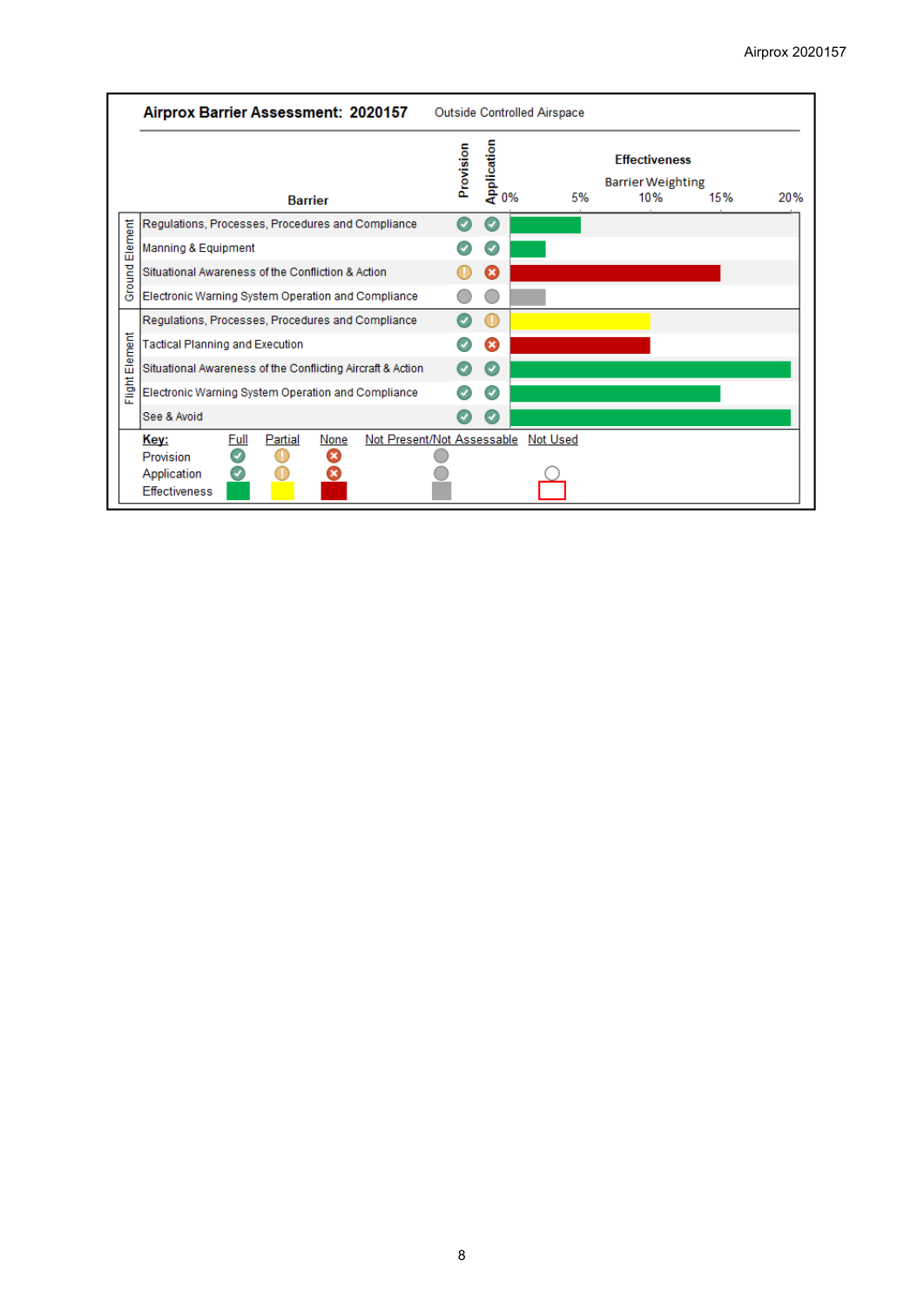**Airprox Barrier Assessment: 2020157** Outside Controlled Airspace

Barrier

Provision

Application

Effectiveness

Barrier Weighting

0% 5% 10% 15% 20%

Ground Element

Regulations, Processes, Procedures and Compliance

Manning & Equipment

Situational Awareness of the Confliction & Action

Electronic Warning System Operation and Compliance

Flight Element

Regulations, Processes, Procedures and Compliance

Tactical Planning and Execution

Situational Awareness of the Conflicting Aircraft & Action

Electronic Warning System Operation and Compliance

See & Avoid

**Key:** Full Partial None Not Present/Not Assessable Not Used

Provision

Application

Effectiveness